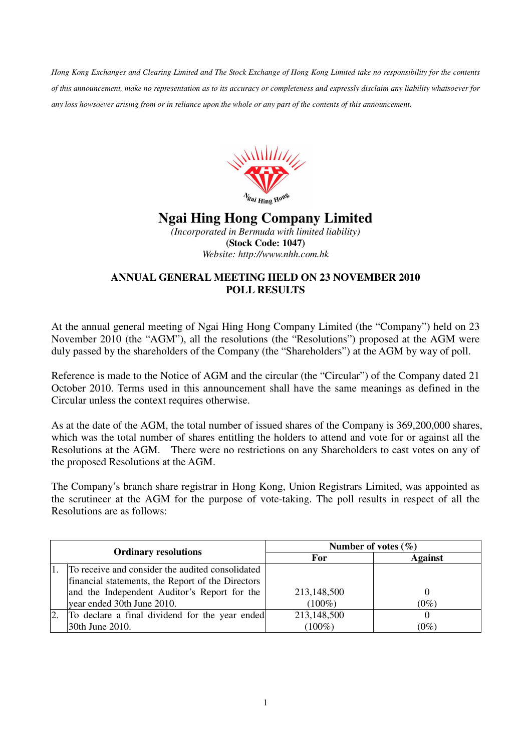*Hong Kong Exchanges and Clearing Limited and The Stock Exchange of Hong Kong Limited take no responsibility for the contents of this announcement, make no representation as to its accuracy or completeness and expressly disclaim any liability whatsoever for any loss howsoever arising from or in reliance upon the whole or any part of the contents of this announcement.*

# Ngai Hing Hong Company Limited

*(Incorporated in Bermuda with limited liability)*

**(Stock Code: 1047)**

*Website: http://www.nhh.com.hk*

## ANNUAL GENERAL MEETING HELD ON 23 NOVEMBER 2010
## POLL RESULTS

At the annual general meeting of Ngai Hing Hong Company Limited (the "Company") held on 23 November 2010 (the "AGM"), all the resolutions (the "Resolutions") proposed at the AGM were duly passed by the shareholders of the Company (the "Shareholders") at the AGM by way of poll.

Reference is made to the Notice of AGM and the circular (the "Circular") of the Company dated 21 October 2010. Terms used in this announcement shall have the same meanings as defined in the Circular unless the context requires otherwise.

As at the date of the AGM, the total number of issued shares of the Company is 369,200,000 shares, which was the total number of shares entitling the holders to attend and vote for or against all the Resolutions at the AGM. There were no restrictions on any Shareholders to cast votes on any of the proposed Resolutions at the AGM.

The Company's branch share registrar in Hong Kong, Union Registrars Limited, was appointed as the scrutineer at the AGM for the purpose of vote-taking. The poll results in respect of all the Resolutions are as follows:

| Ordinary resolutions | | Number of votes (%) | |
|---|---|---|---|
| | | **For** | **Against** |
| 1. | To receive and consider the audited consolidated financial statements, the Report of the Directors and the Independent Auditor's Report for the year ended 30th June 2010. | 213,148,500 (100%) | 0 (0%) |
| 2. | To declare a final dividend for the year ended 30th June 2010. | 213,148,500 (100%) | 0 (0%) |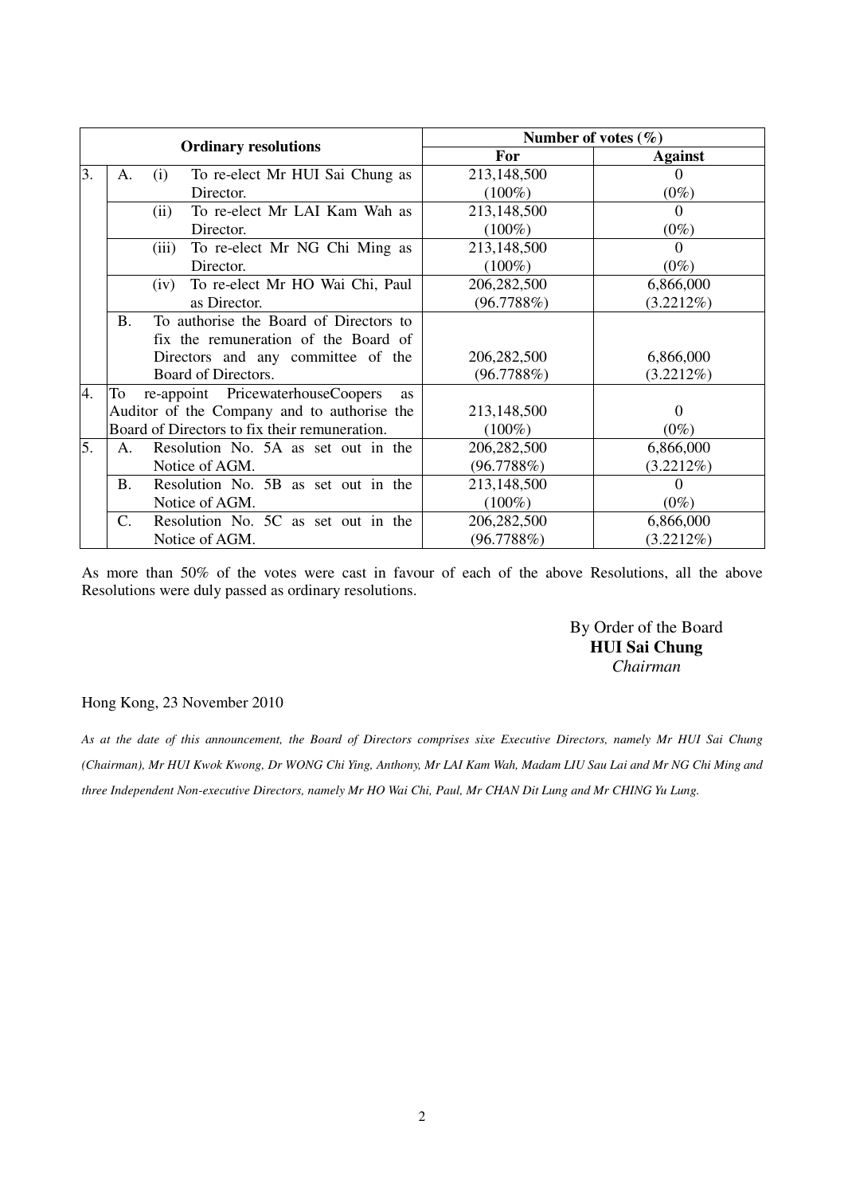| Ordinary resolutions | | | Number of votes (%) | |
|---|---|---|---|---|
| | | | For | Against |
| 3. | A. | (i) To re-elect Mr HUI Sai Chung as Director. | 213,148,500 (100%) | 0 (0%) |
| | | (ii) To re-elect Mr LAI Kam Wah as Director. | 213,148,500 (100%) | 0 (0%) |
| | | (iii) To re-elect Mr NG Chi Ming as Director. | 213,148,500 (100%) | 0 (0%) |
| | | (iv) To re-elect Mr HO Wai Chi, Paul as Director. | 206,282,500 (96.7788%) | 6,866,000 (3.2212%) |
| | B. | To authorise the Board of Directors to fix the remuneration of the Board of Directors and any committee of the Board of Directors. | 206,282,500 (96.7788%) | 6,866,000 (3.2212%) |
| 4. | To re-appoint PricewaterhouseCoopers as Auditor of the Company and to authorise the Board of Directors to fix their remuneration. | | 213,148,500 (100%) | 0 (0%) |
| 5. | A. | Resolution No. 5A as set out in the Notice of AGM. | 206,282,500 (96.7788%) | 6,866,000 (3.2212%) |
| | B. | Resolution No. 5B as set out in the Notice of AGM. | 213,148,500 (100%) | 0 (0%) |
| | C. | Resolution No. 5C as set out in the Notice of AGM. | 206,282,500 (96.7788%) | 6,866,000 (3.2212%) |

As more than 50% of the votes were cast in favour of each of the above Resolutions, all the above Resolutions were duly passed as ordinary resolutions.

By Order of the Board
**HUI Sai Chung**
*Chairman*

Hong Kong, 23 November 2010

*As at the date of this announcement, the Board of Directors comprises sixe Executive Directors, namely Mr HUI Sai Chung (Chairman), Mr HUI Kwok Kwong, Dr WONG Chi Ying, Anthony, Mr LAI Kam Wah, Madam LIU Sau Lai and Mr NG Chi Ming and three Independent Non-executive Directors, namely Mr HO Wai Chi, Paul, Mr CHAN Dit Lung and Mr CHING Yu Lung.*